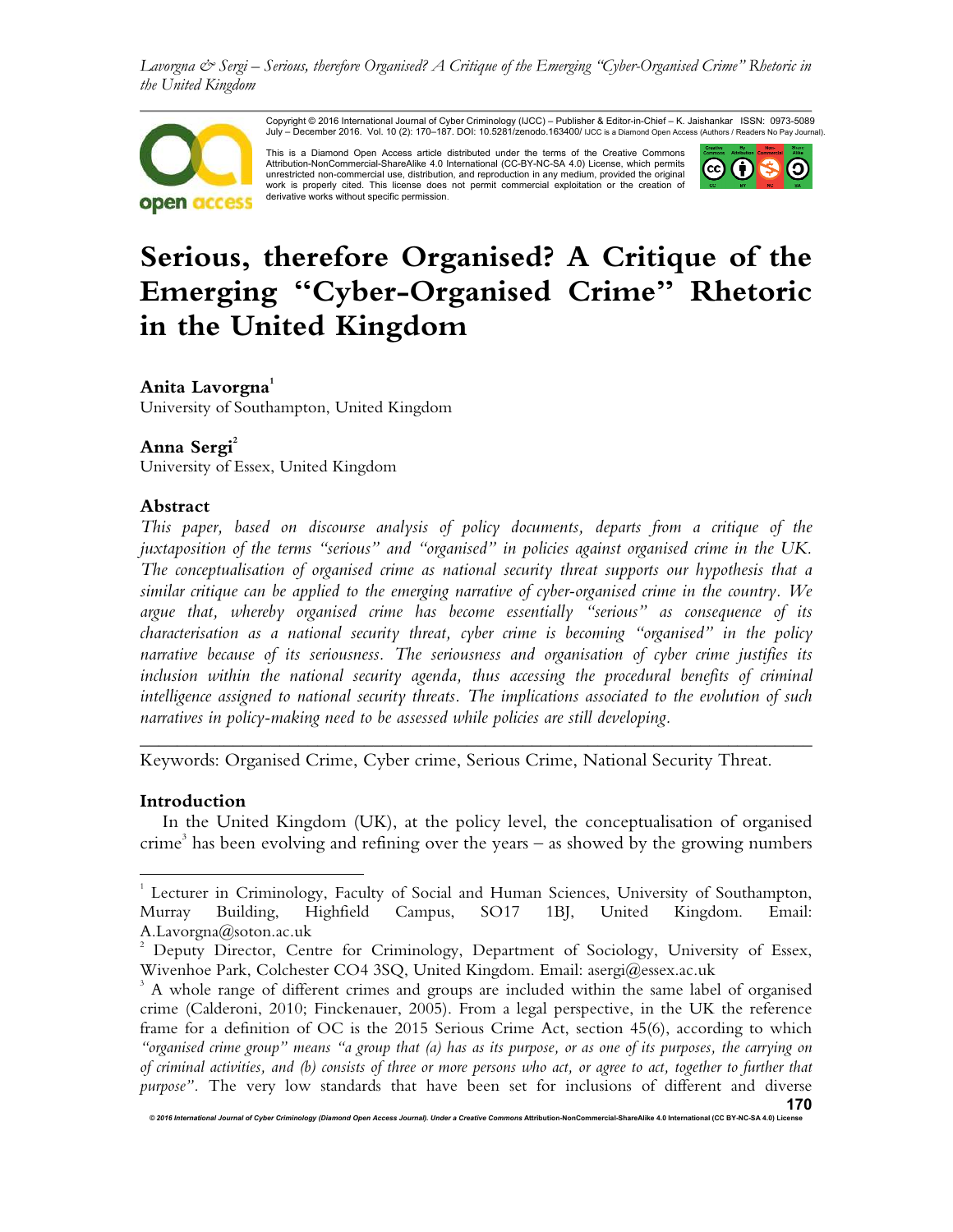Copyright © 2016 International Journal of Cyber Criminology (IJCC) – Publisher & Editor-in-Chief – K. Jaishankar ISSN: 0973-5089
July – December 2016. Vol. 10 (2): 170–187. DOI: 10.5281/zenodo.163400/ IJCC is a Diamond Open Access (Authors / Readers No Pay Journal).

This is a Diamond Open Access article distributed under the terms of the Creative Commons Attribution-NonCommercial-ShareAlike 4.0 International (CC-BY-NC-SA 4.0) License, which permits unrestricted non-commercial use, distribution, and reproduction in any medium, provided the original work is properly cited. This license does not permit commercial exploitation or the creation of derivative works without specific permission.

# Serious, therefore Organised? A Critique of the Emerging "Cyber-Organised Crime" Rhetoric in the United Kingdom

**Anita Lavorgna**[1]
University of Southampton, United Kingdom

**Anna Sergi**[2]
University of Essex, United Kingdom

## Abstract

*This paper, based on discourse analysis of policy documents, departs from a critique of the juxtaposition of the terms "serious" and "organised" in policies against organised crime in the UK. The conceptualisation of organised crime as national security threat supports our hypothesis that a similar critique can be applied to the emerging narrative of cyber-organised crime in the country. We argue that, whereby organised crime has become essentially "serious" as consequence of its characterisation as a national security threat, cyber crime is becoming "organised" in the policy narrative because of its seriousness. The seriousness and organisation of cyber crime justifies its inclusion within the national security agenda, thus accessing the procedural benefits of criminal intelligence assigned to national security threats. The implications associated to the evolution of such narratives in policy-making need to be assessed while policies are still developing.*

---

Keywords: Organised Crime, Cyber crime, Serious Crime, National Security Threat.

## Introduction

In the United Kingdom (UK), at the policy level, the conceptualisation of organised crime[3] has been evolving and refining over the years – as showed by the growing numbers

---

[1] Lecturer in Criminology, Faculty of Social and Human Sciences, University of Southampton, Murray Building, Highfield Campus, SO17 1BJ, United Kingdom. Email: A.Lavorgna@soton.ac.uk

[2] Deputy Director, Centre for Criminology, Department of Sociology, University of Essex, Wivenhoe Park, Colchester CO4 3SQ, United Kingdom. Email: asergi@essex.ac.uk

[3] A whole range of different crimes and groups are included within the same label of organised crime (Calderoni, 2010; Finckenauer, 2005). From a legal perspective, in the UK the reference frame for a definition of OC is the 2015 Serious Crime Act, section 45(6), according to which *"organised crime group" means "a group that (a) has as its purpose, or as one of its purposes, the carrying on of criminal activities, and (b) consists of three or more persons who act, or agree to act, together to further that purpose"*. The very low standards that have been set for inclusions of different and diverse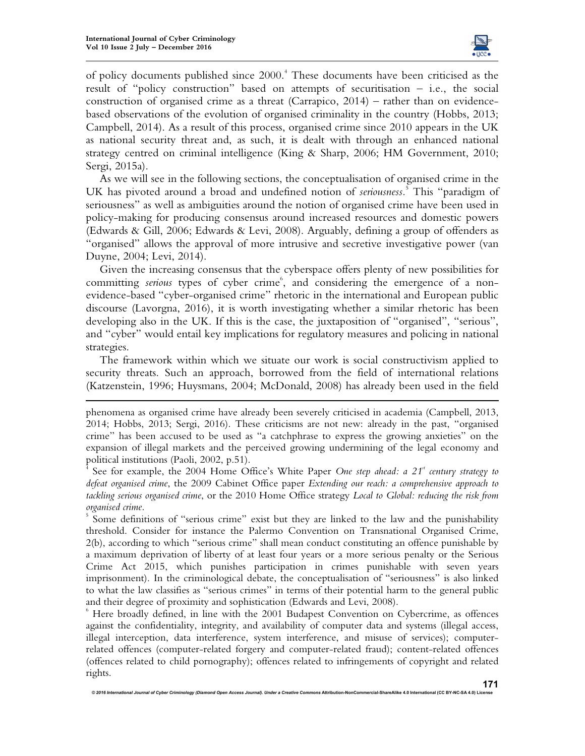of policy documents published since 2000.[4] These documents have been criticised as the result of "policy construction" based on attempts of securitisation – i.e., the social construction of organised crime as a threat (Carrapico, 2014) – rather than on evidence-based observations of the evolution of organised criminality in the country (Hobbs, 2013; Campbell, 2014). As a result of this process, organised crime since 2010 appears in the UK as national security threat and, as such, it is dealt with through an enhanced national strategy centred on criminal intelligence (King & Sharp, 2006; HM Government, 2010; Sergi, 2015a).

As we will see in the following sections, the conceptualisation of organised crime in the UK has pivoted around a broad and undefined notion of *seriousness*.[5] This "paradigm of seriousness" as well as ambiguities around the notion of organised crime have been used in policy-making for producing consensus around increased resources and domestic powers (Edwards & Gill, 2006; Edwards & Levi, 2008). Arguably, defining a group of offenders as "organised" allows the approval of more intrusive and secretive investigative power (van Duyne, 2004; Levi, 2014).

Given the increasing consensus that the cyberspace offers plenty of new possibilities for committing *serious* types of cyber crime[6], and considering the emergence of a non-evidence-based "cyber-organised crime" rhetoric in the international and European public discourse (Lavorgna, 2016), it is worth investigating whether a similar rhetoric has been developing also in the UK. If this is the case, the juxtaposition of "organised", "serious", and "cyber" would entail key implications for regulatory measures and policing in national strategies.

The framework within which we situate our work is social constructivism applied to security threats. Such an approach, borrowed from the field of international relations (Katzenstein, 1996; Huysmans, 2004; McDonald, 2008) has already been used in the field

---

phenomena as organised crime have already been severely criticised in academia (Campbell, 2013, 2014; Hobbs, 2013; Sergi, 2016). These criticisms are not new: already in the past, "organised crime" has been accused to be used as "a catchphrase to express the growing anxieties" on the expansion of illegal markets and the perceived growing undermining of the legal economy and political institutions (Paoli, 2002, p.51).

[4] See for example, the 2004 Home Office's White Paper *One step ahead: a 21st century strategy to defeat organised crime*, the 2009 Cabinet Office paper *Extending our reach: a comprehensive approach to tackling serious organised crime*, or the 2010 Home Office strategy *Local to Global: reducing the risk from organised crime*.

[5] Some definitions of "serious crime" exist but they are linked to the law and the punishability threshold. Consider for instance the Palermo Convention on Transnational Organised Crime, 2(b), according to which "serious crime" shall mean conduct constituting an offence punishable by a maximum deprivation of liberty of at least four years or a more serious penalty or the Serious Crime Act 2015, which punishes participation in crimes punishable with seven years imprisonment). In the criminological debate, the conceptualisation of "seriousness" is also linked to what the law classifies as "serious crimes" in terms of their potential harm to the general public and their degree of proximity and sophistication (Edwards and Levi, 2008).

[6] Here broadly defined, in line with the 2001 Budapest Convention on Cybercrime, as offences against the confidentiality, integrity, and availability of computer data and systems (illegal access, illegal interception, data interference, system interference, and misuse of services); computer-related offences (computer-related forgery and computer-related fraud); content-related offences (offences related to child pornography); offences related to infringements of copyright and related rights.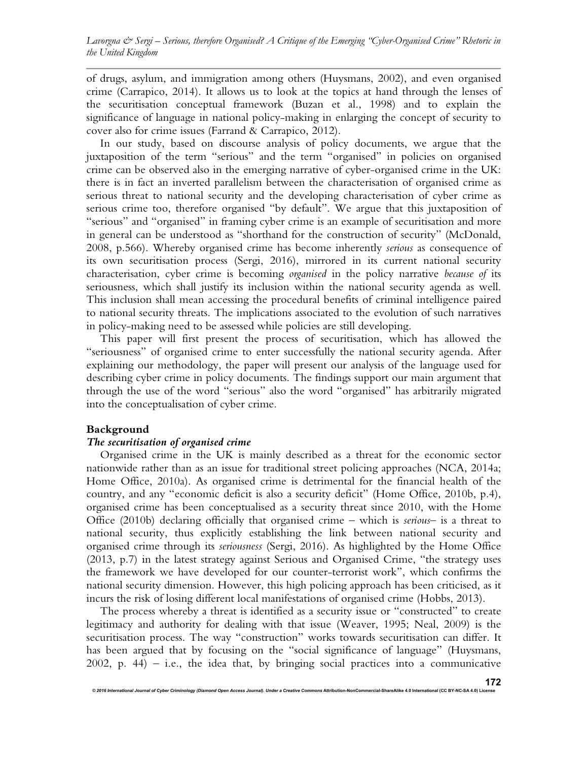of drugs, asylum, and immigration among others (Huysmans, 2002), and even organised crime (Carrapico, 2014). It allows us to look at the topics at hand through the lenses of the securitisation conceptual framework (Buzan et al., 1998) and to explain the significance of language in national policy-making in enlarging the concept of security to cover also for crime issues (Farrand & Carrapico, 2012).

In our study, based on discourse analysis of policy documents, we argue that the juxtaposition of the term "serious" and the term "organised" in policies on organised crime can be observed also in the emerging narrative of cyber-organised crime in the UK: there is in fact an inverted parallelism between the characterisation of organised crime as serious threat to national security and the developing characterisation of cyber crime as serious crime too, therefore organised "by default". We argue that this juxtaposition of "serious" and "organised" in framing cyber crime is an example of securitisation and more in general can be understood as "shorthand for the construction of security" (McDonald, 2008, p.566). Whereby organised crime has become inherently *serious* as consequence of its own securitisation process (Sergi, 2016), mirrored in its current national security characterisation, cyber crime is becoming *organised* in the policy narrative *because of* its seriousness, which shall justify its inclusion within the national security agenda as well. This inclusion shall mean accessing the procedural benefits of criminal intelligence paired to national security threats. The implications associated to the evolution of such narratives in policy-making need to be assessed while policies are still developing.

This paper will first present the process of securitisation, which has allowed the "seriousness" of organised crime to enter successfully the national security agenda. After explaining our methodology, the paper will present our analysis of the language used for describing cyber crime in policy documents. The findings support our main argument that through the use of the word "serious" also the word "organised" has arbitrarily migrated into the conceptualisation of cyber crime.

## Background

### *The securitisation of organised crime*

Organised crime in the UK is mainly described as a threat for the economic sector nationwide rather than as an issue for traditional street policing approaches (NCA, 2014a; Home Office, 2010a). As organised crime is detrimental for the financial health of the country, and any "economic deficit is also a security deficit" (Home Office, 2010b, p.4), organised crime has been conceptualised as a security threat since 2010, with the Home Office (2010b) declaring officially that organised crime – which is *serious*– is a threat to national security, thus explicitly establishing the link between national security and organised crime through its *seriousness* (Sergi, 2016). As highlighted by the Home Office (2013, p.7) in the latest strategy against Serious and Organised Crime, "the strategy uses the framework we have developed for our counter-terrorist work", which confirms the national security dimension. However, this high policing approach has been criticised, as it incurs the risk of losing different local manifestations of organised crime (Hobbs, 2013).

The process whereby a threat is identified as a security issue or "constructed" to create legitimacy and authority for dealing with that issue (Weaver, 1995; Neal, 2009) is the securitisation process. The way "construction" works towards securitisation can differ. It has been argued that by focusing on the "social significance of language" (Huysmans, 2002, p. 44) – i.e., the idea that, by bringing social practices into a communicative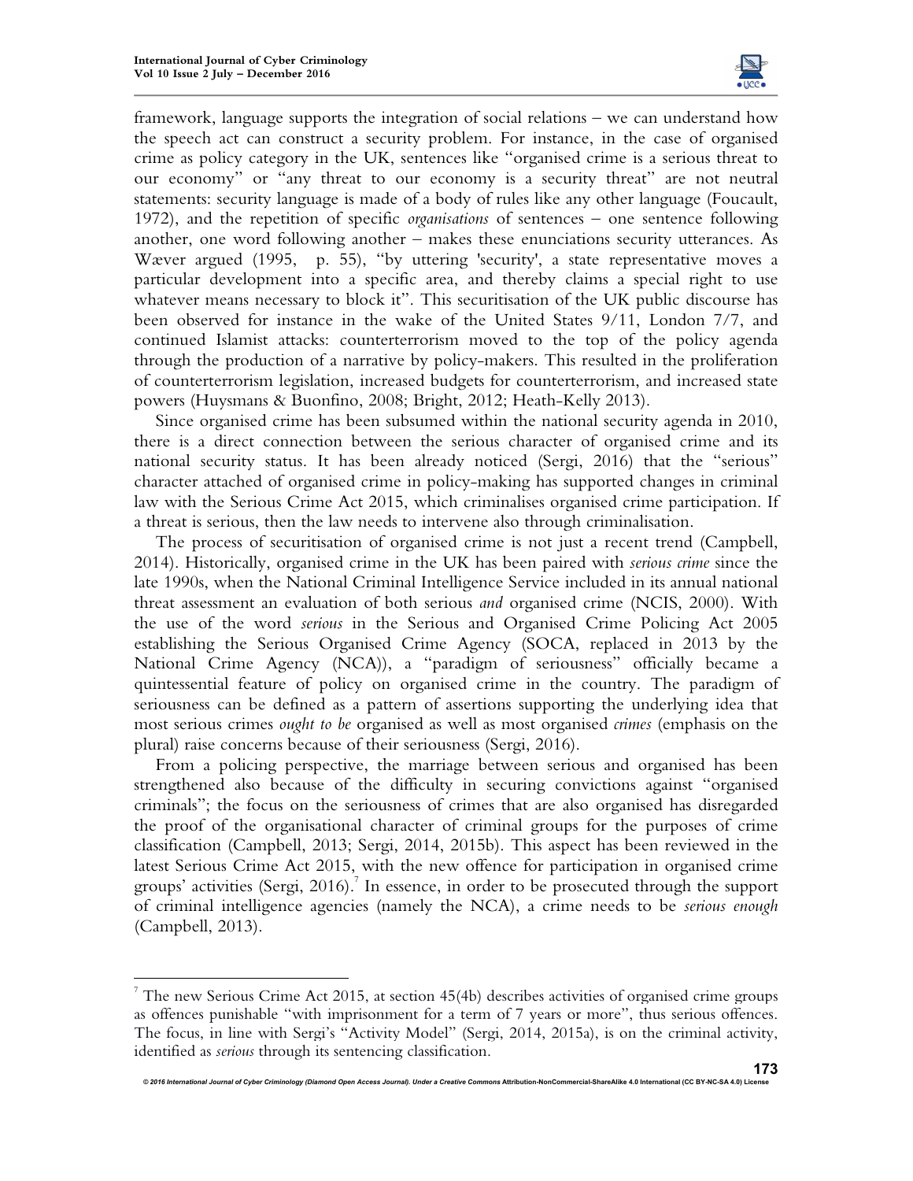framework, language supports the integration of social relations – we can understand how the speech act can construct a security problem. For instance, in the case of organised crime as policy category in the UK, sentences like "organised crime is a serious threat to our economy" or "any threat to our economy is a security threat" are not neutral statements: security language is made of a body of rules like any other language (Foucault, 1972), and the repetition of specific *organisations* of sentences – one sentence following another, one word following another – makes these enunciations security utterances. As Wæver argued (1995, p. 55), "by uttering 'security', a state representative moves a particular development into a specific area, and thereby claims a special right to use whatever means necessary to block it". This securitisation of the UK public discourse has been observed for instance in the wake of the United States 9/11, London 7/7, and continued Islamist attacks: counterterrorism moved to the top of the policy agenda through the production of a narrative by policy-makers. This resulted in the proliferation of counterterrorism legislation, increased budgets for counterterrorism, and increased state powers (Huysmans & Buonfino, 2008; Bright, 2012; Heath-Kelly 2013).

Since organised crime has been subsumed within the national security agenda in 2010, there is a direct connection between the serious character of organised crime and its national security status. It has been already noticed (Sergi, 2016) that the "serious" character attached of organised crime in policy-making has supported changes in criminal law with the Serious Crime Act 2015, which criminalises organised crime participation. If a threat is serious, then the law needs to intervene also through criminalisation.

The process of securitisation of organised crime is not just a recent trend (Campbell, 2014). Historically, organised crime in the UK has been paired with *serious crime* since the late 1990s, when the National Criminal Intelligence Service included in its annual national threat assessment an evaluation of both serious *and* organised crime (NCIS, 2000). With the use of the word *serious* in the Serious and Organised Crime Policing Act 2005 establishing the Serious Organised Crime Agency (SOCA, replaced in 2013 by the National Crime Agency (NCA)), a "paradigm of seriousness" officially became a quintessential feature of policy on organised crime in the country. The paradigm of seriousness can be defined as a pattern of assertions supporting the underlying idea that most serious crimes *ought to be* organised as well as most organised *crimes* (emphasis on the plural) raise concerns because of their seriousness (Sergi, 2016).

From a policing perspective, the marriage between serious and organised has been strengthened also because of the difficulty in securing convictions against "organised criminals"; the focus on the seriousness of crimes that are also organised has disregarded the proof of the organisational character of criminal groups for the purposes of crime classification (Campbell, 2013; Sergi, 2014, 2015b). This aspect has been reviewed in the latest Serious Crime Act 2015, with the new offence for participation in organised crime groups' activities (Sergi, 2016).[7] In essence, in order to be prosecuted through the support of criminal intelligence agencies (namely the NCA), a crime needs to be *serious enough* (Campbell, 2013).

[7] The new Serious Crime Act 2015, at section 45(4b) describes activities of organised crime groups as offences punishable "with imprisonment for a term of 7 years or more", thus serious offences. The focus, in line with Sergi's "Activity Model" (Sergi, 2014, 2015a), is on the criminal activity, identified as *serious* through its sentencing classification.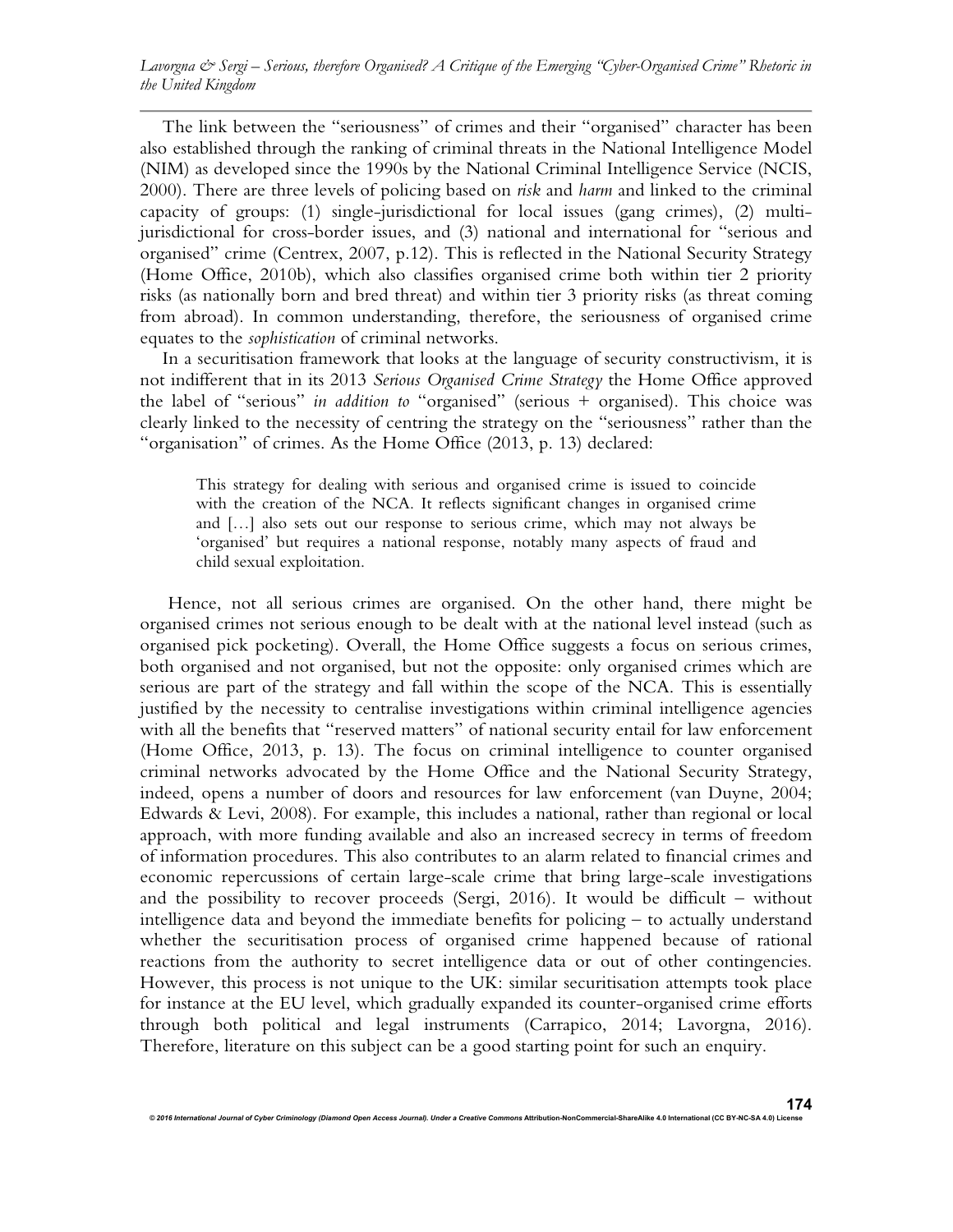The link between the "seriousness" of crimes and their "organised" character has been also established through the ranking of criminal threats in the National Intelligence Model (NIM) as developed since the 1990s by the National Criminal Intelligence Service (NCIS, 2000). There are three levels of policing based on *risk* and *harm* and linked to the criminal capacity of groups: (1) single-jurisdictional for local issues (gang crimes), (2) multi-jurisdictional for cross-border issues, and (3) national and international for "serious and organised" crime (Centrex, 2007, p.12). This is reflected in the National Security Strategy (Home Office, 2010b), which also classifies organised crime both within tier 2 priority risks (as nationally born and bred threat) and within tier 3 priority risks (as threat coming from abroad). In common understanding, therefore, the seriousness of organised crime equates to the *sophistication* of criminal networks.

In a securitisation framework that looks at the language of security constructivism, it is not indifferent that in its 2013 *Serious Organised Crime Strategy* the Home Office approved the label of "serious" *in addition to* "organised" (serious + organised). This choice was clearly linked to the necessity of centring the strategy on the "seriousness" rather than the "organisation" of crimes. As the Home Office (2013, p. 13) declared:

> This strategy for dealing with serious and organised crime is issued to coincide with the creation of the NCA. It reflects significant changes in organised crime and […] also sets out our response to serious crime, which may not always be 'organised' but requires a national response, notably many aspects of fraud and child sexual exploitation.

Hence, not all serious crimes are organised. On the other hand, there might be organised crimes not serious enough to be dealt with at the national level instead (such as organised pick pocketing). Overall, the Home Office suggests a focus on serious crimes, both organised and not organised, but not the opposite: only organised crimes which are serious are part of the strategy and fall within the scope of the NCA. This is essentially justified by the necessity to centralise investigations within criminal intelligence agencies with all the benefits that "reserved matters" of national security entail for law enforcement (Home Office, 2013, p. 13). The focus on criminal intelligence to counter organised criminal networks advocated by the Home Office and the National Security Strategy, indeed, opens a number of doors and resources for law enforcement (van Duyne, 2004; Edwards & Levi, 2008). For example, this includes a national, rather than regional or local approach, with more funding available and also an increased secrecy in terms of freedom of information procedures. This also contributes to an alarm related to financial crimes and economic repercussions of certain large-scale crime that bring large-scale investigations and the possibility to recover proceeds (Sergi, 2016). It would be difficult – without intelligence data and beyond the immediate benefits for policing – to actually understand whether the securitisation process of organised crime happened because of rational reactions from the authority to secret intelligence data or out of other contingencies. However, this process is not unique to the UK: similar securitisation attempts took place for instance at the EU level, which gradually expanded its counter-organised crime efforts through both political and legal instruments (Carrapico, 2014; Lavorgna, 2016). Therefore, literature on this subject can be a good starting point for such an enquiry.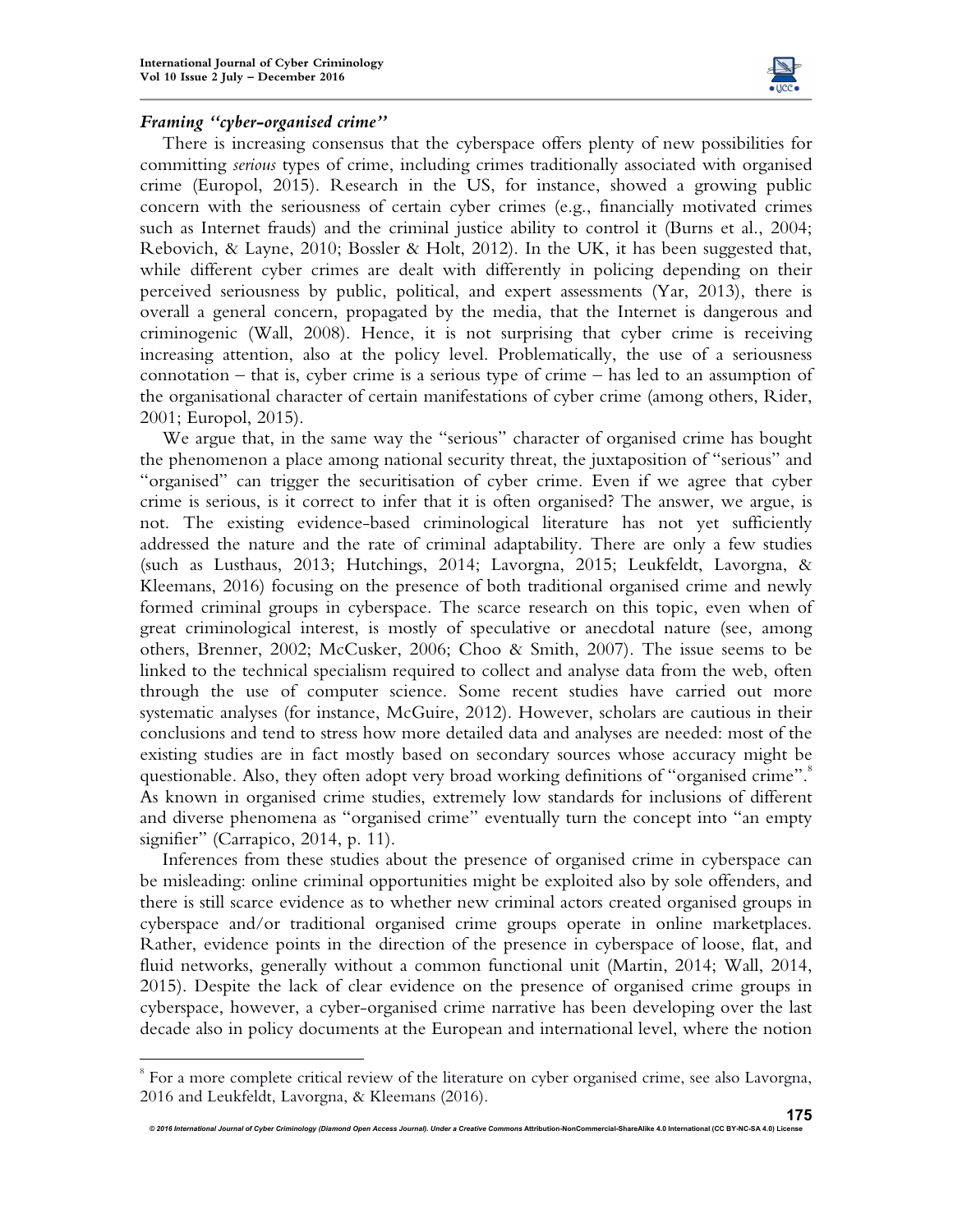### *Framing "cyber-organised crime"*

There is increasing consensus that the cyberspace offers plenty of new possibilities for committing *serious* types of crime, including crimes traditionally associated with organised crime (Europol, 2015). Research in the US, for instance, showed a growing public concern with the seriousness of certain cyber crimes (e.g., financially motivated crimes such as Internet frauds) and the criminal justice ability to control it (Burns et al., 2004; Rebovich, & Layne, 2010; Bossler & Holt, 2012). In the UK, it has been suggested that, while different cyber crimes are dealt with differently in policing depending on their perceived seriousness by public, political, and expert assessments (Yar, 2013), there is overall a general concern, propagated by the media, that the Internet is dangerous and criminogenic (Wall, 2008). Hence, it is not surprising that cyber crime is receiving increasing attention, also at the policy level. Problematically, the use of a seriousness connotation – that is, cyber crime is a serious type of crime – has led to an assumption of the organisational character of certain manifestations of cyber crime (among others, Rider, 2001; Europol, 2015).

We argue that, in the same way the "serious" character of organised crime has bought the phenomenon a place among national security threat, the juxtaposition of "serious" and "organised" can trigger the securitisation of cyber crime. Even if we agree that cyber crime is serious, is it correct to infer that it is often organised? The answer, we argue, is not. The existing evidence-based criminological literature has not yet sufficiently addressed the nature and the rate of criminal adaptability. There are only a few studies (such as Lusthaus, 2013; Hutchings, 2014; Lavorgna, 2015; Leukfeldt, Lavorgna, & Kleemans, 2016) focusing on the presence of both traditional organised crime and newly formed criminal groups in cyberspace. The scarce research on this topic, even when of great criminological interest, is mostly of speculative or anecdotal nature (see, among others, Brenner, 2002; McCusker, 2006; Choo & Smith, 2007). The issue seems to be linked to the technical specialism required to collect and analyse data from the web, often through the use of computer science. Some recent studies have carried out more systematic analyses (for instance, McGuire, 2012). However, scholars are cautious in their conclusions and tend to stress how more detailed data and analyses are needed: most of the existing studies are in fact mostly based on secondary sources whose accuracy might be questionable. Also, they often adopt very broad working definitions of "organised crime".[8] As known in organised crime studies, extremely low standards for inclusions of different and diverse phenomena as "organised crime" eventually turn the concept into "an empty signifier" (Carrapico, 2014, p. 11).

Inferences from these studies about the presence of organised crime in cyberspace can be misleading: online criminal opportunities might be exploited also by sole offenders, and there is still scarce evidence as to whether new criminal actors created organised groups in cyberspace and/or traditional organised crime groups operate in online marketplaces. Rather, evidence points in the direction of the presence in cyberspace of loose, flat, and fluid networks, generally without a common functional unit (Martin, 2014; Wall, 2014, 2015). Despite the lack of clear evidence on the presence of organised crime groups in cyberspace, however, a cyber-organised crime narrative has been developing over the last decade also in policy documents at the European and international level, where the notion

---

[8] For a more complete critical review of the literature on cyber organised crime, see also Lavorgna, 2016 and Leukfeldt, Lavorgna, & Kleemans (2016).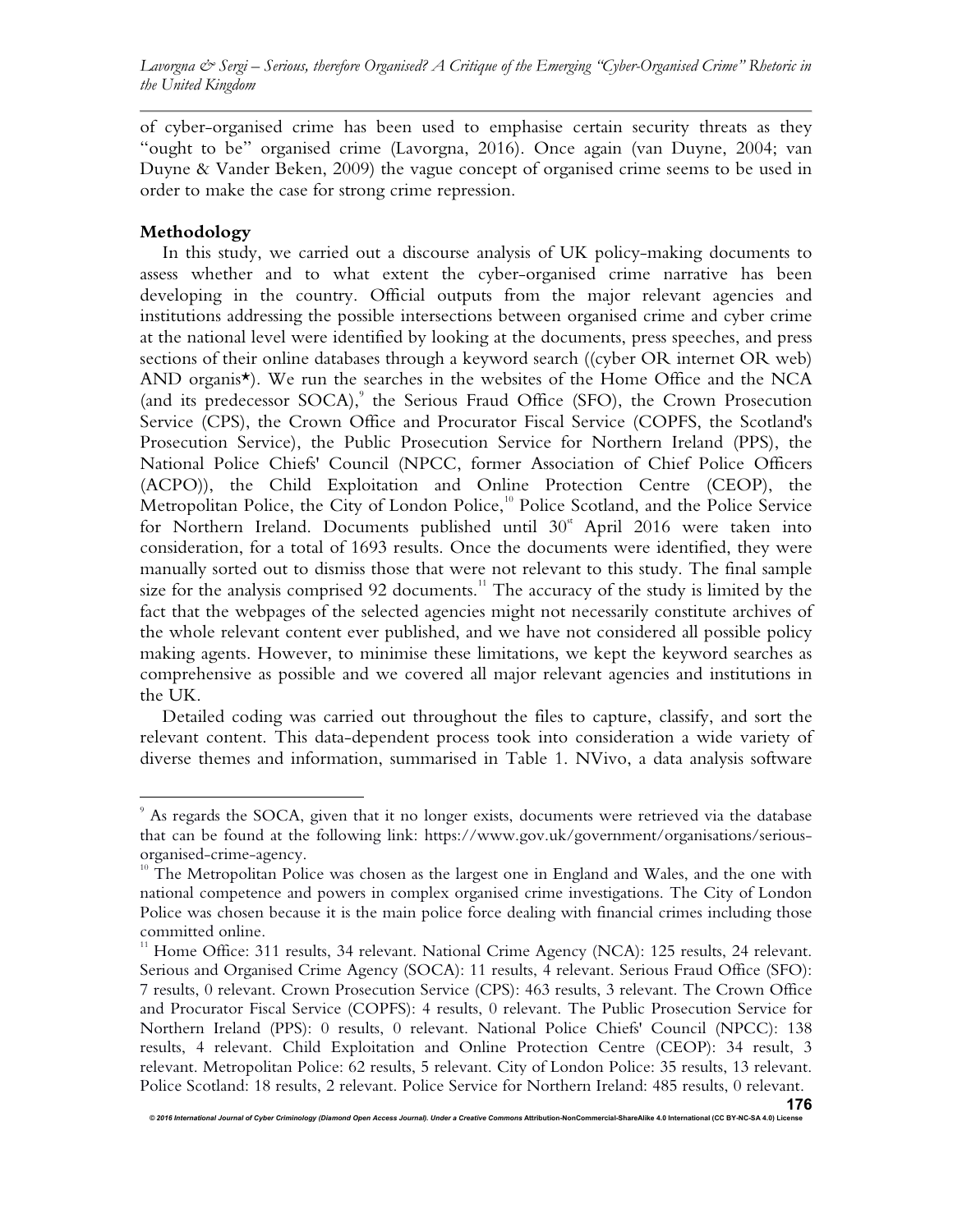of cyber-organised crime has been used to emphasise certain security threats as they "ought to be" organised crime (Lavorgna, 2016). Once again (van Duyne, 2004; van Duyne & Vander Beken, 2009) the vague concept of organised crime seems to be used in order to make the case for strong crime repression.

## Methodology

In this study, we carried out a discourse analysis of UK policy-making documents to assess whether and to what extent the cyber-organised crime narrative has been developing in the country. Official outputs from the major relevant agencies and institutions addressing the possible intersections between organised crime and cyber crime at the national level were identified by looking at the documents, press speeches, and press sections of their online databases through a keyword search ((cyber OR internet OR web) AND organis*). We run the searches in the websites of the Home Office and the NCA (and its predecessor SOCA),[9] the Serious Fraud Office (SFO), the Crown Prosecution Service (CPS), the Crown Office and Procurator Fiscal Service (COPFS, the Scotland's Prosecution Service), the Public Prosecution Service for Northern Ireland (PPS), the National Police Chiefs' Council (NPCC, former Association of Chief Police Officers (ACPO)), the Child Exploitation and Online Protection Centre (CEOP), the Metropolitan Police, the City of London Police,[10] Police Scotland, and the Police Service for Northern Ireland. Documents published until 30st April 2016 were taken into consideration, for a total of 1693 results. Once the documents were identified, they were manually sorted out to dismiss those that were not relevant to this study. The final sample size for the analysis comprised 92 documents.[11] The accuracy of the study is limited by the fact that the webpages of the selected agencies might not necessarily constitute archives of the whole relevant content ever published, and we have not considered all possible policy making agents. However, to minimise these limitations, we kept the keyword searches as comprehensive as possible and we covered all major relevant agencies and institutions in the UK.

Detailed coding was carried out throughout the files to capture, classify, and sort the relevant content. This data-dependent process took into consideration a wide variety of diverse themes and information, summarised in Table 1. NVivo, a data analysis software

[9] As regards the SOCA, given that it no longer exists, documents were retrieved via the database that can be found at the following link: https://www.gov.uk/government/organisations/serious-organised-crime-agency.

[10] The Metropolitan Police was chosen as the largest one in England and Wales, and the one with national competence and powers in complex organised crime investigations. The City of London Police was chosen because it is the main police force dealing with financial crimes including those committed online.

[11] Home Office: 311 results, 34 relevant. National Crime Agency (NCA): 125 results, 24 relevant. Serious and Organised Crime Agency (SOCA): 11 results, 4 relevant. Serious Fraud Office (SFO): 7 results, 0 relevant. Crown Prosecution Service (CPS): 463 results, 3 relevant. The Crown Office and Procurator Fiscal Service (COPFS): 4 results, 0 relevant. The Public Prosecution Service for Northern Ireland (PPS): 0 results, 0 relevant. National Police Chiefs' Council (NPCC): 138 results, 4 relevant. Child Exploitation and Online Protection Centre (CEOP): 34 result, 3 relevant. Metropolitan Police: 62 results, 5 relevant. City of London Police: 35 results, 13 relevant. Police Scotland: 18 results, 2 relevant. Police Service for Northern Ireland: 485 results, 0 relevant.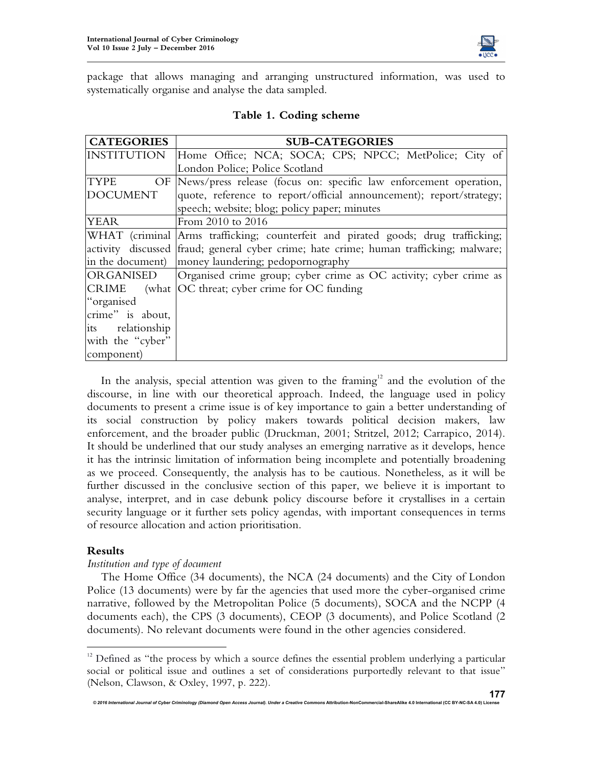package that allows managing and arranging unstructured information, was used to systematically organise and analyse the data sampled.

**Table 1. Coding scheme**

| CATEGORIES | SUB-CATEGORIES |
|---|---|
| INSTITUTION | Home Office; NCA; SOCA; CPS; NPCC; MetPolice; City of London Police; Police Scotland |
| TYPE OF DOCUMENT | News/press release (focus on: specific law enforcement operation, quote, reference to report/official announcement); report/strategy; speech; website; blog; policy paper; minutes |
| YEAR | From 2010 to 2016 |
| WHAT (criminal activity discussed in the document) | Arms trafficking; counterfeit and pirated goods; drug trafficking; fraud; general cyber crime; hate crime; human trafficking; malware; money laundering; pedopornography |
| ORGANISED CRIME (what "organised crime" is about, its relationship with the "cyber" component) | Organised crime group; cyber crime as OC activity; cyber crime as OC threat; cyber crime for OC funding |

In the analysis, special attention was given to the framing[12] and the evolution of the discourse, in line with our theoretical approach. Indeed, the language used in policy documents to present a crime issue is of key importance to gain a better understanding of its social construction by policy makers towards political decision makers, law enforcement, and the broader public (Druckman, 2001; Stritzel, 2012; Carrapico, 2014). It should be underlined that our study analyses an emerging narrative as it develops, hence it has the intrinsic limitation of information being incomplete and potentially broadening as we proceed. Consequently, the analysis has to be cautious. Nonetheless, as it will be further discussed in the conclusive section of this paper, we believe it is important to analyse, interpret, and in case debunk policy discourse before it crystallises in a certain security language or it further sets policy agendas, with important consequences in terms of resource allocation and action prioritisation.

## Results

*Institution and type of document*

The Home Office (34 documents), the NCA (24 documents) and the City of London Police (13 documents) were by far the agencies that used more the cyber-organised crime narrative, followed by the Metropolitan Police (5 documents), SOCA and the NCPP (4 documents each), the CPS (3 documents), CEOP (3 documents), and Police Scotland (2 documents). No relevant documents were found in the other agencies considered.

[12] Defined as "the process by which a source defines the essential problem underlying a particular social or political issue and outlines a set of considerations purportedly relevant to that issue" (Nelson, Clawson, & Oxley, 1997, p. 222).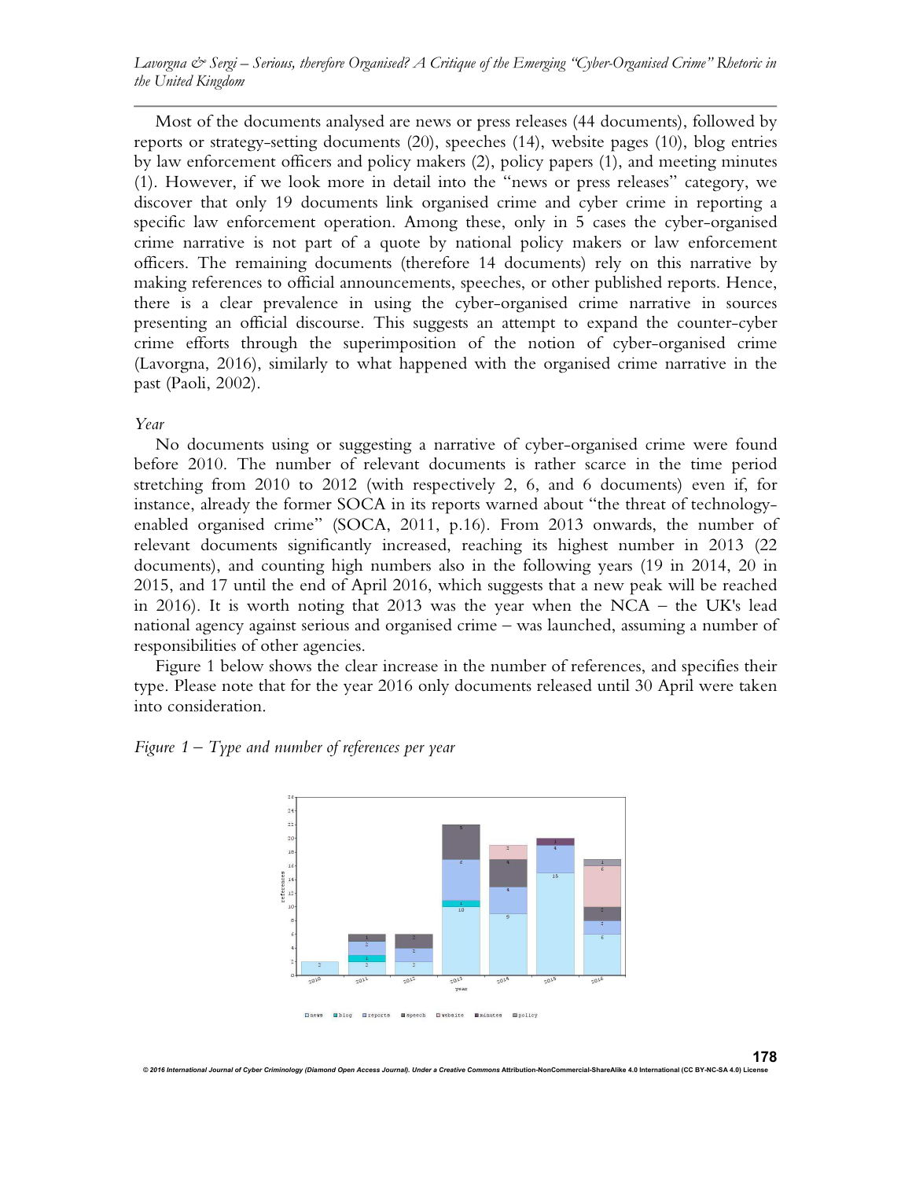Most of the documents analysed are news or press releases (44 documents), followed by reports or strategy-setting documents (20), speeches (14), website pages (10), blog entries by law enforcement officers and policy makers (2), policy papers (1), and meeting minutes (1). However, if we look more in detail into the "news or press releases" category, we discover that only 19 documents link organised crime and cyber crime in reporting a specific law enforcement operation. Among these, only in 5 cases the cyber-organised crime narrative is not part of a quote by national policy makers or law enforcement officers. The remaining documents (therefore 14 documents) rely on this narrative by making references to official announcements, speeches, or other published reports. Hence, there is a clear prevalence in using the cyber-organised crime narrative in sources presenting an official discourse. This suggests an attempt to expand the counter-cyber crime efforts through the superimposition of the notion of cyber-organised crime (Lavorgna, 2016), similarly to what happened with the organised crime narrative in the past (Paoli, 2002).

*Year*

No documents using or suggesting a narrative of cyber-organised crime were found before 2010. The number of relevant documents is rather scarce in the time period stretching from 2010 to 2012 (with respectively 2, 6, and 6 documents) even if, for instance, already the former SOCA in its reports warned about "the threat of technology-enabled organised crime" (SOCA, 2011, p.16). From 2013 onwards, the number of relevant documents significantly increased, reaching its highest number in 2013 (22 documents), and counting high numbers also in the following years (19 in 2014, 20 in 2015, and 17 until the end of April 2016, which suggests that a new peak will be reached in 2016). It is worth noting that 2013 was the year when the NCA – the UK's lead national agency against serious and organised crime – was launched, assuming a number of responsibilities of other agencies.

Figure 1 below shows the clear increase in the number of references, and specifies their type. Please note that for the year 2016 only documents released until 30 April were taken into consideration.

*Figure 1 – Type and number of references per year*

references
0 2 4 6 8 10 12 14 16 18 20 22 24 26
2010 2011 2012 2013 2014 2015 2016
year
2
2 1 2 1
2 2 2
10 1 6 5
9 4 4 2
15 4 1
6 2 2 6 1
news blog reports speech website minutes policy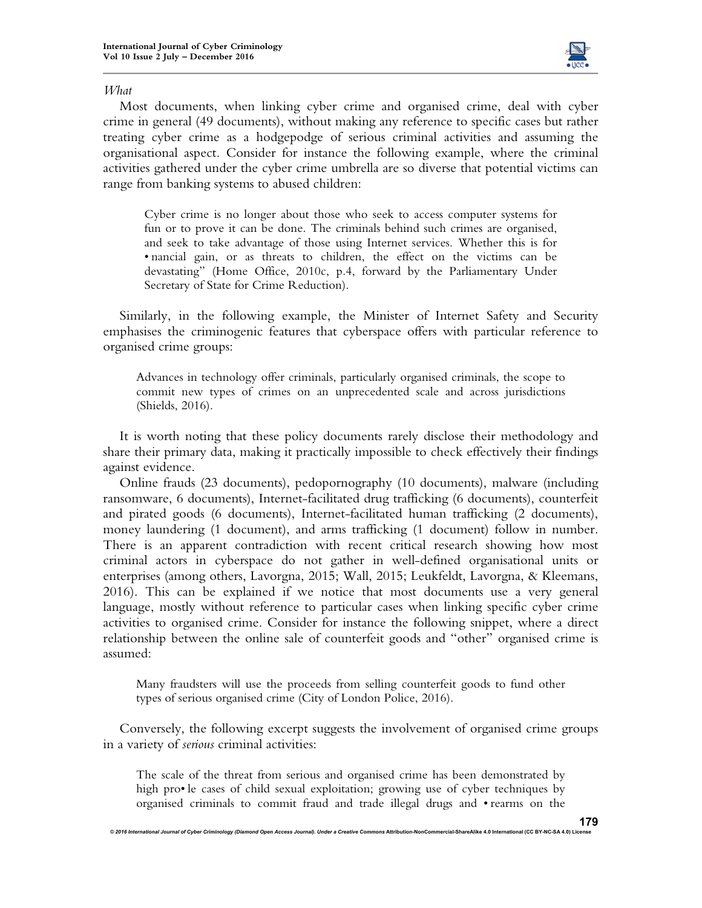*What*

Most documents, when linking cyber crime and organised crime, deal with cyber crime in general (49 documents), without making any reference to specific cases but rather treating cyber crime as a hodgepodge of serious criminal activities and assuming the organisational aspect. Consider for instance the following example, where the criminal activities gathered under the cyber crime umbrella are so diverse that potential victims can range from banking systems to abused children:

> Cyber crime is no longer about those who seek to access computer systems for fun or to prove it can be done. The criminals behind such crimes are organised, and seek to take advantage of those using Internet services. Whether this is for financial gain, or as threats to children, the effect on the victims can be devastating" (Home Office, 2010c, p.4, forward by the Parliamentary Under Secretary of State for Crime Reduction).

Similarly, in the following example, the Minister of Internet Safety and Security emphasises the criminogenic features that cyberspace offers with particular reference to organised crime groups:

> Advances in technology offer criminals, particularly organised criminals, the scope to commit new types of crimes on an unprecedented scale and across jurisdictions (Shields, 2016).

It is worth noting that these policy documents rarely disclose their methodology and share their primary data, making it practically impossible to check effectively their findings against evidence.

Online frauds (23 documents), pedopornography (10 documents), malware (including ransomware, 6 documents), Internet-facilitated drug trafficking (6 documents), counterfeit and pirated goods (6 documents), Internet-facilitated human trafficking (2 documents), money laundering (1 document), and arms trafficking (1 document) follow in number. There is an apparent contradiction with recent critical research showing how most criminal actors in cyberspace do not gather in well-defined organisational units or enterprises (among others, Lavorgna, 2015; Wall, 2015; Leukfeldt, Lavorgna, & Kleemans, 2016). This can be explained if we notice that most documents use a very general language, mostly without reference to particular cases when linking specific cyber crime activities to organised crime. Consider for instance the following snippet, where a direct relationship between the online sale of counterfeit goods and "other" organised crime is assumed:

> Many fraudsters will use the proceeds from selling counterfeit goods to fund other types of serious organised crime (City of London Police, 2016).

Conversely, the following excerpt suggests the involvement of organised crime groups in a variety of *serious* criminal activities:

> The scale of the threat from serious and organised crime has been demonstrated by high profile cases of child sexual exploitation; growing use of cyber techniques by organised criminals to commit fraud and trade illegal drugs and firearms on the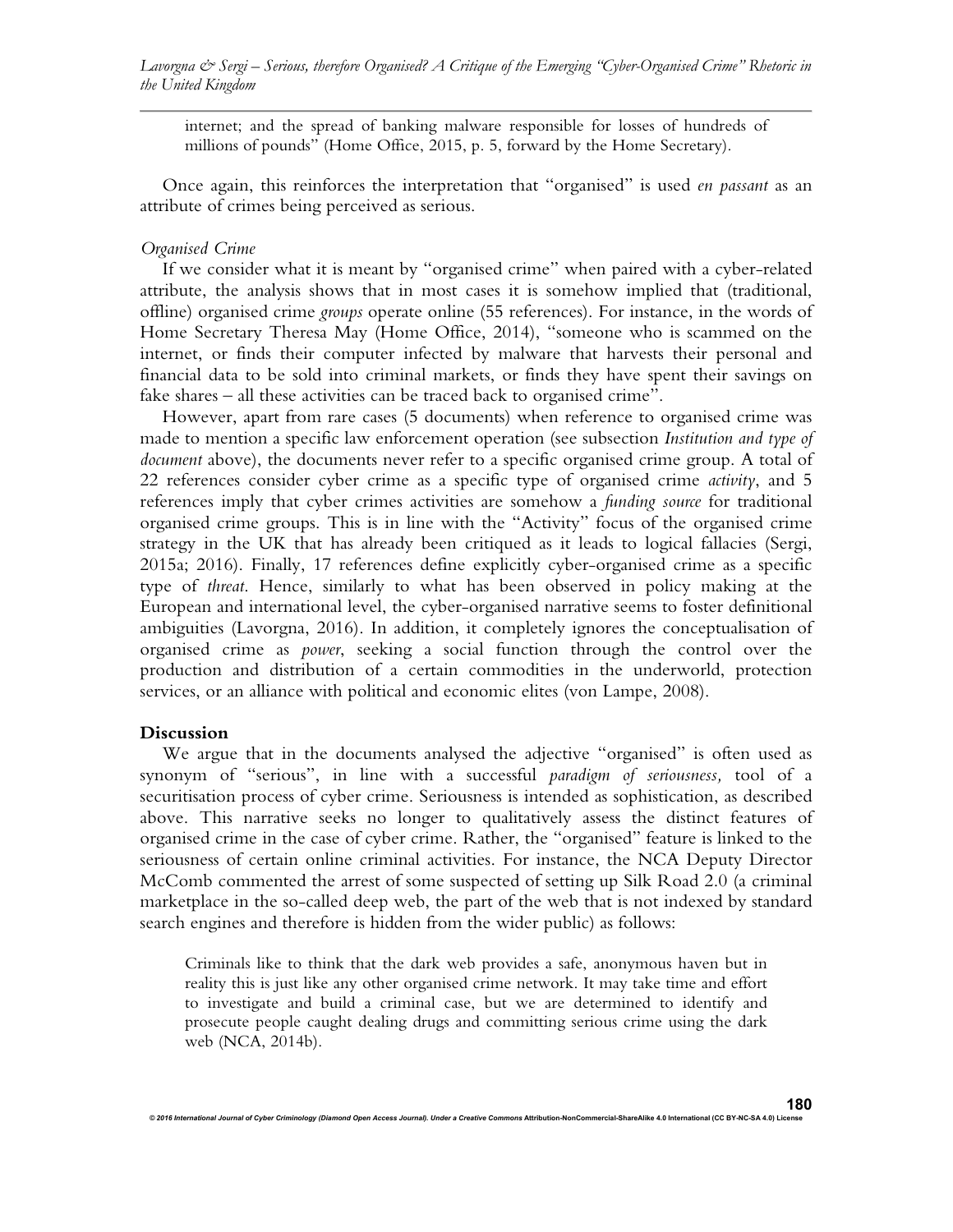internet; and the spread of banking malware responsible for losses of hundreds of millions of pounds" (Home Office, 2015, p. 5, forward by the Home Secretary).

Once again, this reinforces the interpretation that "organised" is used *en passant* as an attribute of crimes being perceived as serious.

*Organised Crime*

If we consider what it is meant by "organised crime" when paired with a cyber-related attribute, the analysis shows that in most cases it is somehow implied that (traditional, offline) organised crime *groups* operate online (55 references). For instance, in the words of Home Secretary Theresa May (Home Office, 2014), "someone who is scammed on the internet, or finds their computer infected by malware that harvests their personal and financial data to be sold into criminal markets, or finds they have spent their savings on fake shares – all these activities can be traced back to organised crime".

However, apart from rare cases (5 documents) when reference to organised crime was made to mention a specific law enforcement operation (see subsection *Institution and type of document* above), the documents never refer to a specific organised crime group. A total of 22 references consider cyber crime as a specific type of organised crime *activity*, and 5 references imply that cyber crimes activities are somehow a *funding source* for traditional organised crime groups. This is in line with the "Activity" focus of the organised crime strategy in the UK that has already been critiqued as it leads to logical fallacies (Sergi, 2015a; 2016). Finally, 17 references define explicitly cyber-organised crime as a specific type of *threat*. Hence, similarly to what has been observed in policy making at the European and international level, the cyber-organised narrative seems to foster definitional ambiguities (Lavorgna, 2016). In addition, it completely ignores the conceptualisation of organised crime as *power*, seeking a social function through the control over the production and distribution of a certain commodities in the underworld, protection services, or an alliance with political and economic elites (von Lampe, 2008).

## Discussion

We argue that in the documents analysed the adjective "organised" is often used as synonym of "serious", in line with a successful *paradigm of seriousness,* tool of a securitisation process of cyber crime. Seriousness is intended as sophistication, as described above. This narrative seeks no longer to qualitatively assess the distinct features of organised crime in the case of cyber crime. Rather, the "organised" feature is linked to the seriousness of certain online criminal activities. For instance, the NCA Deputy Director McComb commented the arrest of some suspected of setting up Silk Road 2.0 (a criminal marketplace in the so-called deep web, the part of the web that is not indexed by standard search engines and therefore is hidden from the wider public) as follows:

> Criminals like to think that the dark web provides a safe, anonymous haven but in reality this is just like any other organised crime network. It may take time and effort to investigate and build a criminal case, but we are determined to identify and prosecute people caught dealing drugs and committing serious crime using the dark web (NCA, 2014b).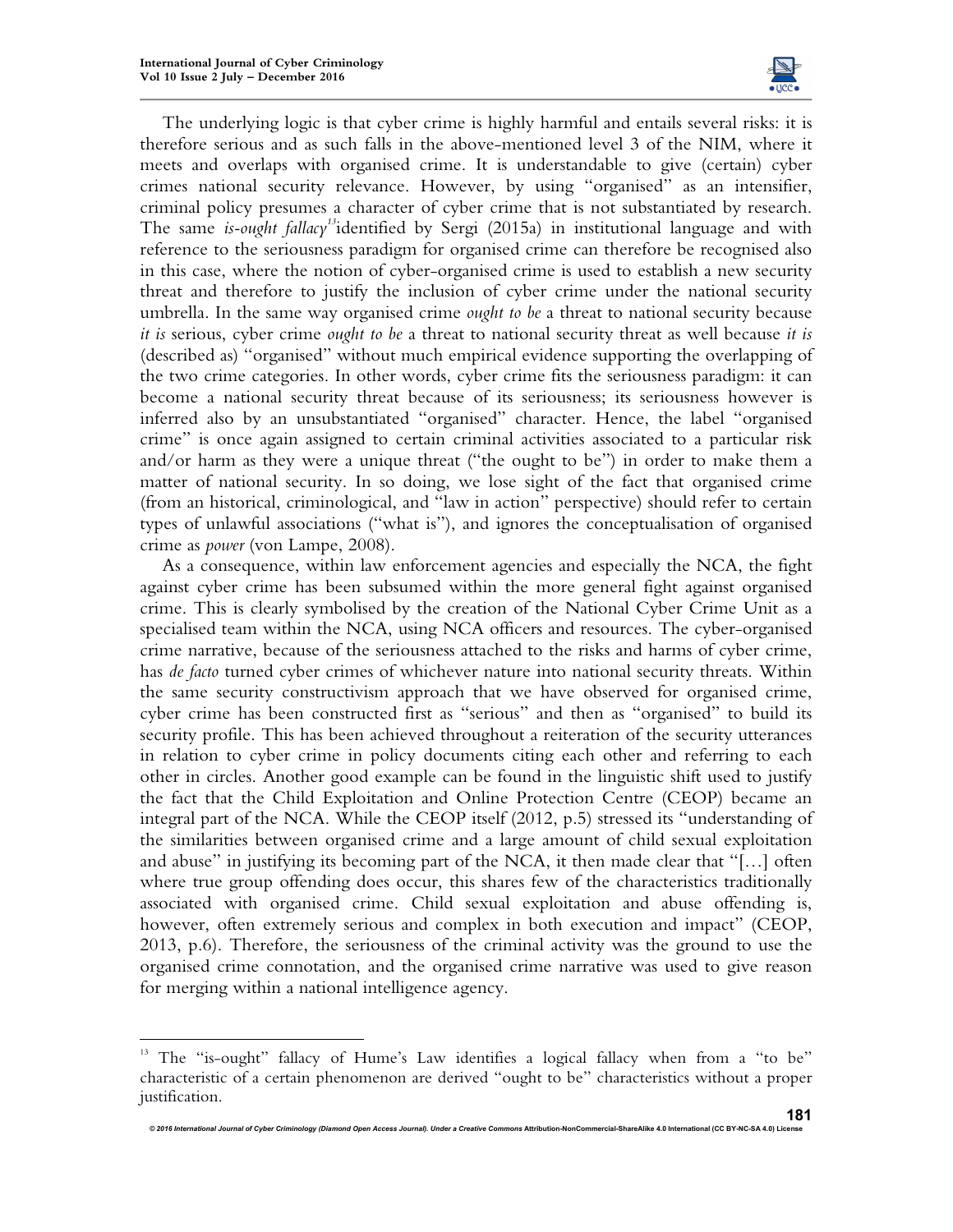The underlying logic is that cyber crime is highly harmful and entails several risks: it is therefore serious and as such falls in the above-mentioned level 3 of the NIM, where it meets and overlaps with organised crime. It is understandable to give (certain) cyber crimes national security relevance. However, by using "organised" as an intensifier, criminal policy presumes a character of cyber crime that is not substantiated by research. The same *is-ought fallacy*[13] identified by Sergi (2015a) in institutional language and with reference to the seriousness paradigm for organised crime can therefore be recognised also in this case, where the notion of cyber-organised crime is used to establish a new security threat and therefore to justify the inclusion of cyber crime under the national security umbrella. In the same way organised crime *ought to be* a threat to national security because *it is* serious, cyber crime *ought to be* a threat to national security threat as well because *it is* (described as) "organised" without much empirical evidence supporting the overlapping of the two crime categories. In other words, cyber crime fits the seriousness paradigm: it can become a national security threat because of its seriousness; its seriousness however is inferred also by an unsubstantiated "organised" character. Hence, the label "organised crime" is once again assigned to certain criminal activities associated to a particular risk and/or harm as they were a unique threat ("the ought to be") in order to make them a matter of national security. In so doing, we lose sight of the fact that organised crime (from an historical, criminological, and "law in action" perspective) should refer to certain types of unlawful associations ("what is"), and ignores the conceptualisation of organised crime as *power* (von Lampe, 2008).

As a consequence, within law enforcement agencies and especially the NCA, the fight against cyber crime has been subsumed within the more general fight against organised crime. This is clearly symbolised by the creation of the National Cyber Crime Unit as a specialised team within the NCA, using NCA officers and resources. The cyber-organised crime narrative, because of the seriousness attached to the risks and harms of cyber crime, has *de facto* turned cyber crimes of whichever nature into national security threats. Within the same security constructivism approach that we have observed for organised crime, cyber crime has been constructed first as "serious" and then as "organised" to build its security profile. This has been achieved throughout a reiteration of the security utterances in relation to cyber crime in policy documents citing each other and referring to each other in circles. Another good example can be found in the linguistic shift used to justify the fact that the Child Exploitation and Online Protection Centre (CEOP) became an integral part of the NCA. While the CEOP itself (2012, p.5) stressed its "understanding of the similarities between organised crime and a large amount of child sexual exploitation and abuse" in justifying its becoming part of the NCA, it then made clear that "[…] often where true group offending does occur, this shares few of the characteristics traditionally associated with organised crime. Child sexual exploitation and abuse offending is, however, often extremely serious and complex in both execution and impact" (CEOP, 2013, p.6). Therefore, the seriousness of the criminal activity was the ground to use the organised crime connotation, and the organised crime narrative was used to give reason for merging within a national intelligence agency.

---

[13] The "is-ought" fallacy of Hume's Law identifies a logical fallacy when from a "to be" characteristic of a certain phenomenon are derived "ought to be" characteristics without a proper justification.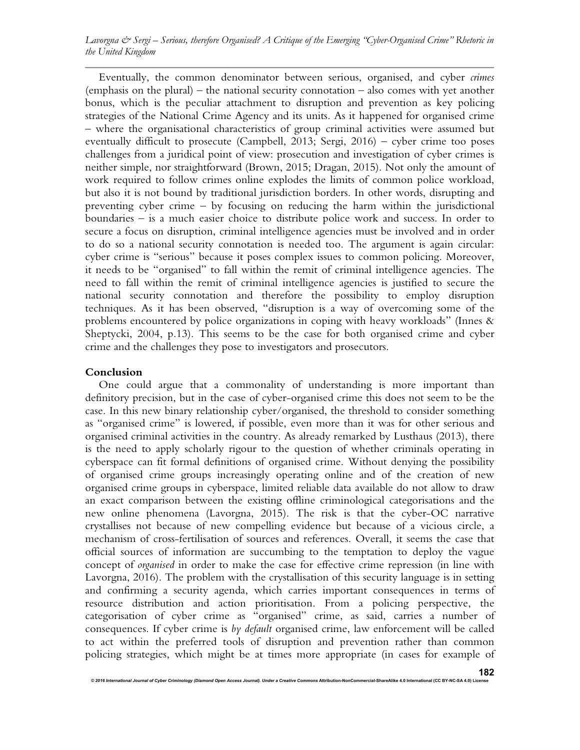Eventually, the common denominator between serious, organised, and cyber *crimes* (emphasis on the plural) – the national security connotation – also comes with yet another bonus, which is the peculiar attachment to disruption and prevention as key policing strategies of the National Crime Agency and its units. As it happened for organised crime – where the organisational characteristics of group criminal activities were assumed but eventually difficult to prosecute (Campbell, 2013; Sergi, 2016) – cyber crime too poses challenges from a juridical point of view: prosecution and investigation of cyber crimes is neither simple, nor straightforward (Brown, 2015; Dragan, 2015). Not only the amount of work required to follow crimes online explodes the limits of common police workload, but also it is not bound by traditional jurisdiction borders. In other words, disrupting and preventing cyber crime – by focusing on reducing the harm within the jurisdictional boundaries – is a much easier choice to distribute police work and success. In order to secure a focus on disruption, criminal intelligence agencies must be involved and in order to do so a national security connotation is needed too. The argument is again circular: cyber crime is "serious" because it poses complex issues to common policing. Moreover, it needs to be "organised" to fall within the remit of criminal intelligence agencies. The need to fall within the remit of criminal intelligence agencies is justified to secure the national security connotation and therefore the possibility to employ disruption techniques. As it has been observed, "disruption is a way of overcoming some of the problems encountered by police organizations in coping with heavy workloads" (Innes & Sheptycki, 2004, p.13). This seems to be the case for both organised crime and cyber crime and the challenges they pose to investigators and prosecutors.

## Conclusion

One could argue that a commonality of understanding is more important than definitory precision, but in the case of cyber-organised crime this does not seem to be the case. In this new binary relationship cyber/organised, the threshold to consider something as "organised crime" is lowered, if possible, even more than it was for other serious and organised criminal activities in the country. As already remarked by Lusthaus (2013), there is the need to apply scholarly rigour to the question of whether criminals operating in cyberspace can fit formal definitions of organised crime. Without denying the possibility of organised crime groups increasingly operating online and of the creation of new organised crime groups in cyberspace, limited reliable data available do not allow to draw an exact comparison between the existing offline criminological categorisations and the new online phenomena (Lavorgna, 2015). The risk is that the cyber-OC narrative crystallises not because of new compelling evidence but because of a vicious circle, a mechanism of cross-fertilisation of sources and references. Overall, it seems the case that official sources of information are succumbing to the temptation to deploy the vague concept of *organised* in order to make the case for effective crime repression (in line with Lavorgna, 2016). The problem with the crystallisation of this security language is in setting and confirming a security agenda, which carries important consequences in terms of resource distribution and action prioritisation. From a policing perspective, the categorisation of cyber crime as "organised" crime, as said, carries a number of consequences. If cyber crime is *by default* organised crime, law enforcement will be called to act within the preferred tools of disruption and prevention rather than common policing strategies, which might be at times more appropriate (in cases for example of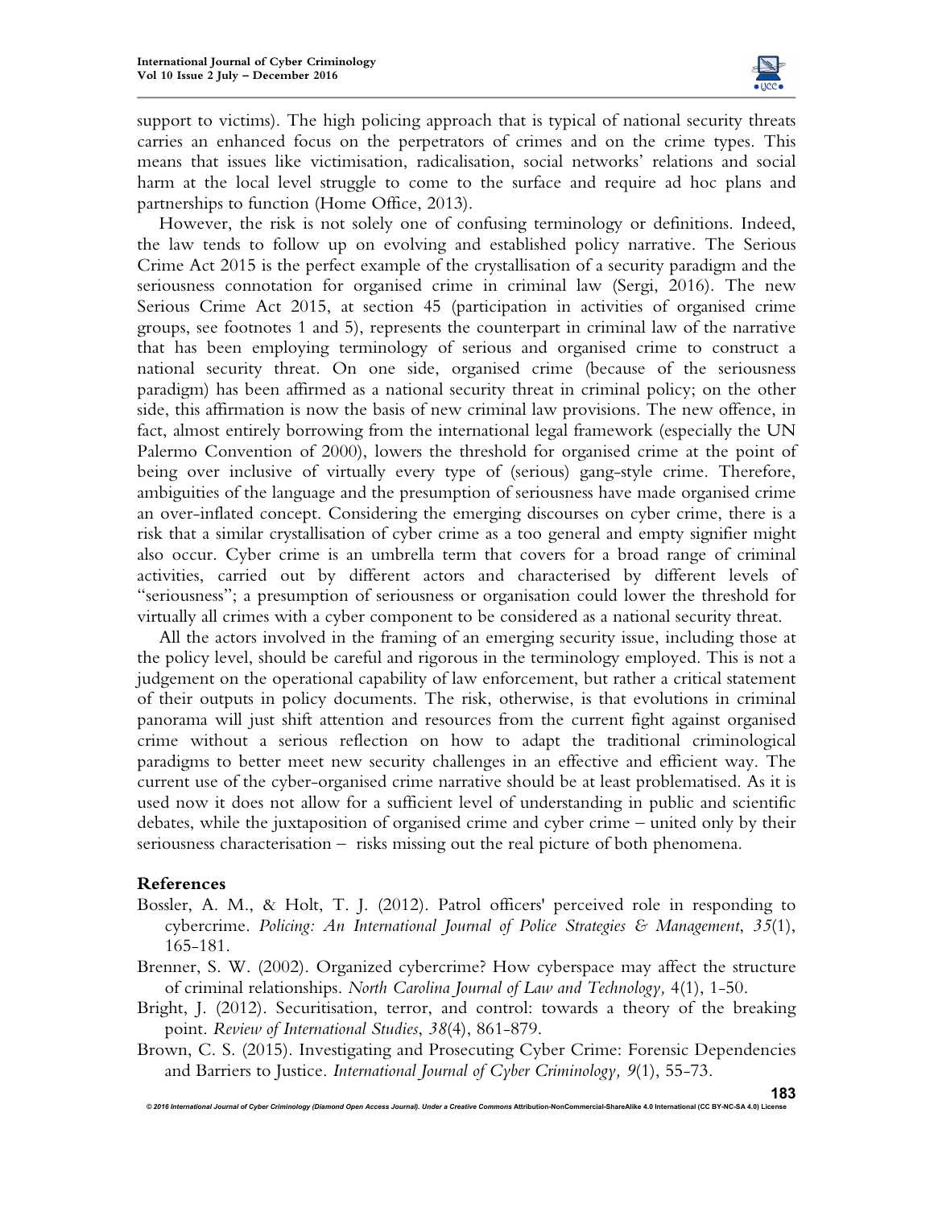support to victims). The high policing approach that is typical of national security threats carries an enhanced focus on the perpetrators of crimes and on the crime types. This means that issues like victimisation, radicalisation, social networks' relations and social harm at the local level struggle to come to the surface and require ad hoc plans and partnerships to function (Home Office, 2013).

However, the risk is not solely one of confusing terminology or definitions. Indeed, the law tends to follow up on evolving and established policy narrative. The Serious Crime Act 2015 is the perfect example of the crystallisation of a security paradigm and the seriousness connotation for organised crime in criminal law (Sergi, 2016). The new Serious Crime Act 2015, at section 45 (participation in activities of organised crime groups, see footnotes 1 and 5), represents the counterpart in criminal law of the narrative that has been employing terminology of serious and organised crime to construct a national security threat. On one side, organised crime (because of the seriousness paradigm) has been affirmed as a national security threat in criminal policy; on the other side, this affirmation is now the basis of new criminal law provisions. The new offence, in fact, almost entirely borrowing from the international legal framework (especially the UN Palermo Convention of 2000), lowers the threshold for organised crime at the point of being over inclusive of virtually every type of (serious) gang-style crime. Therefore, ambiguities of the language and the presumption of seriousness have made organised crime an over-inflated concept. Considering the emerging discourses on cyber crime, there is a risk that a similar crystallisation of cyber crime as a too general and empty signifier might also occur. Cyber crime is an umbrella term that covers for a broad range of criminal activities, carried out by different actors and characterised by different levels of "seriousness"; a presumption of seriousness or organisation could lower the threshold for virtually all crimes with a cyber component to be considered as a national security threat.

All the actors involved in the framing of an emerging security issue, including those at the policy level, should be careful and rigorous in the terminology employed. This is not a judgement on the operational capability of law enforcement, but rather a critical statement of their outputs in policy documents. The risk, otherwise, is that evolutions in criminal panorama will just shift attention and resources from the current fight against organised crime without a serious reflection on how to adapt the traditional criminological paradigms to better meet new security challenges in an effective and efficient way. The current use of the cyber-organised crime narrative should be at least problematised. As it is used now it does not allow for a sufficient level of understanding in public and scientific debates, while the juxtaposition of organised crime and cyber crime – united only by their seriousness characterisation – risks missing out the real picture of both phenomena.

## References

Bossler, A. M., & Holt, T. J. (2012). Patrol officers' perceived role in responding to cybercrime. *Policing: An International Journal of Police Strategies & Management*, *35*(1), 165-181.

Brenner, S. W. (2002). Organized cybercrime? How cyberspace may affect the structure of criminal relationships. *North Carolina Journal of Law and Technology,* 4(1), 1-50.

Bright, J. (2012). Securitisation, terror, and control: towards a theory of the breaking point. *Review of International Studies*, *38*(4), 861-879.

Brown, C. S. (2015). Investigating and Prosecuting Cyber Crime: Forensic Dependencies and Barriers to Justice. *International Journal of Cyber Criminology, 9*(1), 55-73.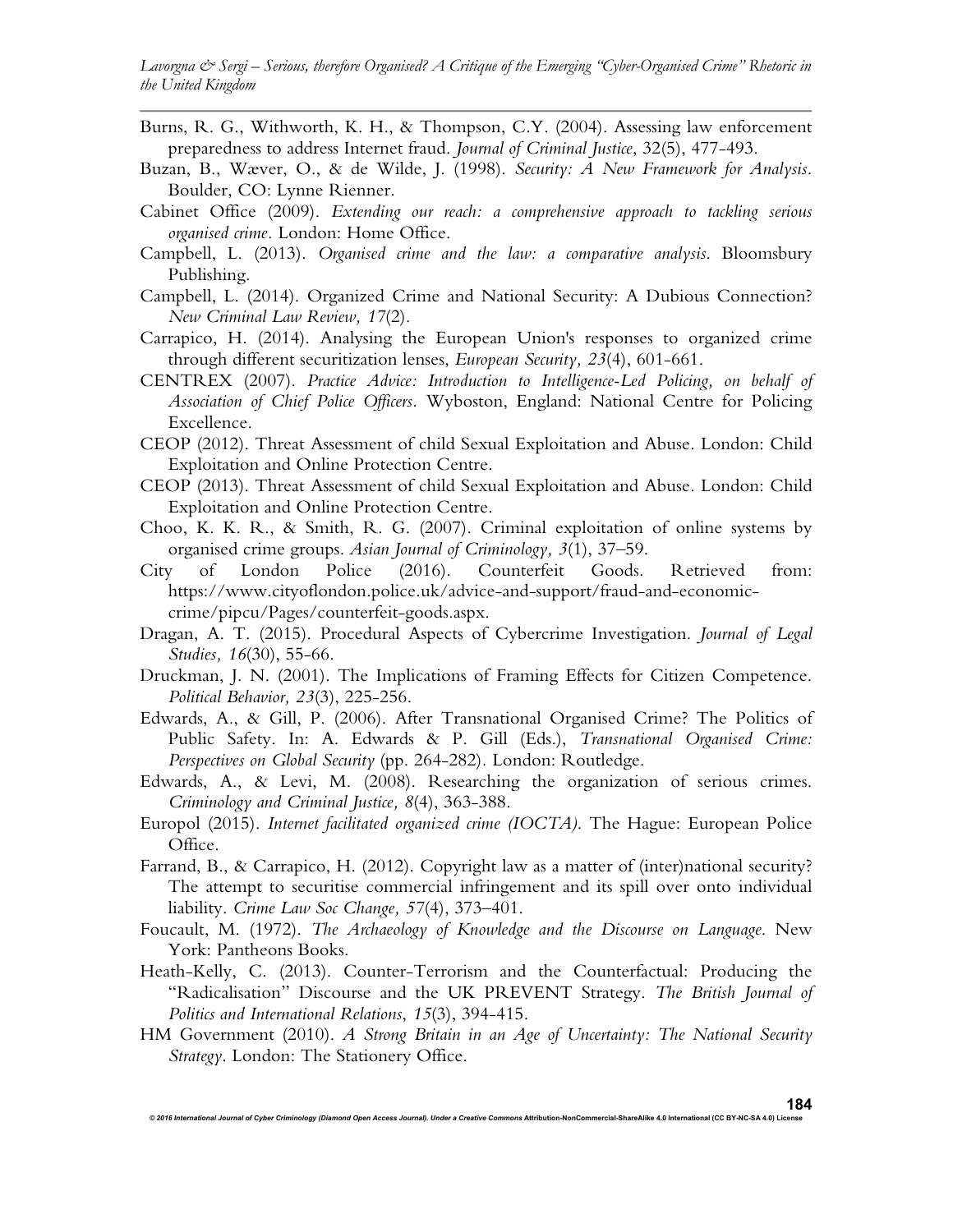Burns, R. G., Withworth, K. H., & Thompson, C.Y. (2004). Assessing law enforcement preparedness to address Internet fraud. *Journal of Criminal Justice*, 32(5), 477-493.

Buzan, B., Wæver, O., & de Wilde, J. (1998). *Security: A New Framework for Analysis*. Boulder, CO: Lynne Rienner.

Cabinet Office (2009). *Extending our reach: a comprehensive approach to tackling serious organised crime*. London: Home Office.

Campbell, L. (2013). *Organised crime and the law: a comparative analysis*. Bloomsbury Publishing.

Campbell, L. (2014). Organized Crime and National Security: A Dubious Connection? *New Criminal Law Review, 17*(2).

Carrapico, H. (2014). Analysing the European Union's responses to organized crime through different securitization lenses, *European Security, 23*(4), 601-661.

CENTREX (2007). *Practice Advice: Introduction to Intelligence-Led Policing, on behalf of Association of Chief Police Officers*. Wyboston, England: National Centre for Policing Excellence.

CEOP (2012). Threat Assessment of child Sexual Exploitation and Abuse. London: Child Exploitation and Online Protection Centre.

CEOP (2013). Threat Assessment of child Sexual Exploitation and Abuse. London: Child Exploitation and Online Protection Centre.

Choo, K. K. R., & Smith, R. G. (2007). Criminal exploitation of online systems by organised crime groups. *Asian Journal of Criminology, 3*(1), 37–59.

City of London Police (2016). Counterfeit Goods. Retrieved from: https://www.cityoflondon.police.uk/advice-and-support/fraud-and-economic-crime/pipcu/Pages/counterfeit-goods.aspx.

Dragan, A. T. (2015). Procedural Aspects of Cybercrime Investigation. *Journal of Legal Studies, 16*(30), 55-66.

Druckman, J. N. (2001). The Implications of Framing Effects for Citizen Competence. *Political Behavior, 23*(3), 225-256.

Edwards, A., & Gill, P. (2006). After Transnational Organised Crime? The Politics of Public Safety. In: A. Edwards & P. Gill (Eds.), *Transnational Organised Crime: Perspectives on Global Security* (pp. 264-282). London: Routledge.

Edwards, A., & Levi, M. (2008). Researching the organization of serious crimes. *Criminology and Criminal Justice, 8*(4), 363-388.

Europol (2015). *Internet facilitated organized crime (IOCTA)*. The Hague: European Police Office.

Farrand, B., & Carrapico, H. (2012). Copyright law as a matter of (inter)national security? The attempt to securitise commercial infringement and its spill over onto individual liability. *Crime Law Soc Change, 57*(4), 373–401.

Foucault, M. (1972). *The Archaeology of Knowledge and the Discourse on Language*. New York: Pantheons Books.

Heath-Kelly, C. (2013). Counter-Terrorism and the Counterfactual: Producing the "Radicalisation" Discourse and the UK PREVENT Strategy. *The British Journal of Politics and International Relations*, *15*(3), 394-415.

HM Government (2010). *A Strong Britain in an Age of Uncertainty: The National Security Strategy*. London: The Stationery Office.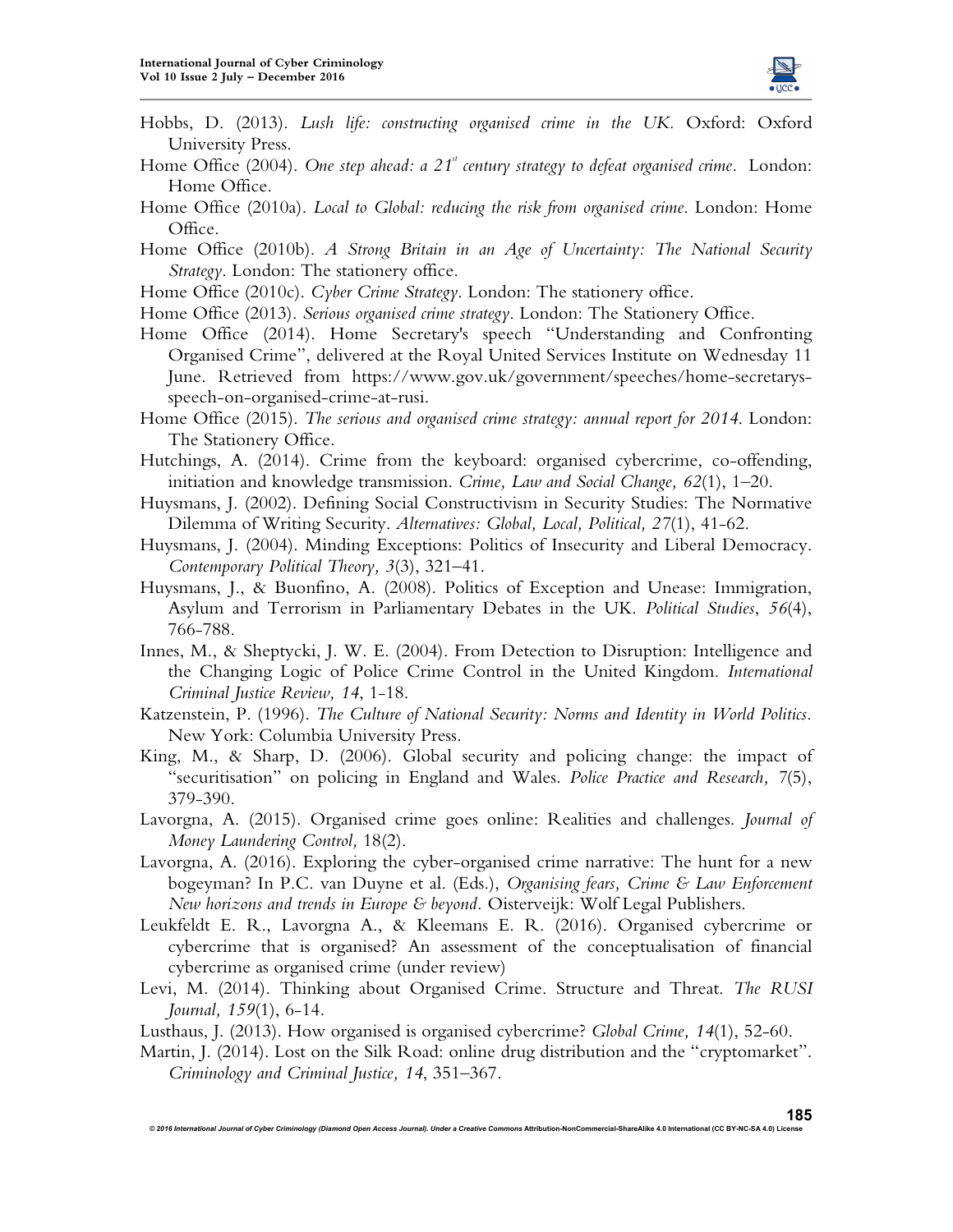Hobbs, D. (2013). *Lush life: constructing organised crime in the UK*. Oxford: Oxford University Press.

Home Office (2004). *One step ahead: a 21st century strategy to defeat organised crime*. London: Home Office.

Home Office (2010a). *Local to Global: reducing the risk from organised crime*. London: Home Office.

Home Office (2010b). *A Strong Britain in an Age of Uncertainty: The National Security Strategy*. London: The stationery office.

Home Office (2010c). *Cyber Crime Strategy*. London: The stationery office.

Home Office (2013). *Serious organised crime strategy*. London: The Stationery Office.

Home Office (2014). Home Secretary's speech "Understanding and Confronting Organised Crime", delivered at the Royal United Services Institute on Wednesday 11 June. Retrieved from https://www.gov.uk/government/speeches/home-secretarys-speech-on-organised-crime-at-rusi.

Home Office (2015). *The serious and organised crime strategy: annual report for 2014*. London: The Stationery Office.

Hutchings, A. (2014). Crime from the keyboard: organised cybercrime, co-offending, initiation and knowledge transmission. *Crime, Law and Social Change, 62*(1), 1–20.

Huysmans, J. (2002). Defining Social Constructivism in Security Studies: The Normative Dilemma of Writing Security. *Alternatives: Global, Local, Political, 27*(1), 41-62.

Huysmans, J. (2004). Minding Exceptions: Politics of Insecurity and Liberal Democracy. *Contemporary Political Theory, 3*(3), 321–41.

Huysmans, J., & Buonfino, A. (2008). Politics of Exception and Unease: Immigration, Asylum and Terrorism in Parliamentary Debates in the UK. *Political Studies*, *56*(4), 766-788.

Innes, M., & Sheptycki, J. W. E. (2004). From Detection to Disruption: Intelligence and the Changing Logic of Police Crime Control in the United Kingdom. *International Criminal Justice Review, 14*, 1-18.

Katzenstein, P. (1996). *The Culture of National Security: Norms and Identity in World Politics*. New York: Columbia University Press.

King, M., & Sharp, D. (2006). Global security and policing change: the impact of "securitisation" on policing in England and Wales. *Police Practice and Research, 7*(5), 379-390.

Lavorgna, A. (2015). Organised crime goes online: Realities and challenges. *Journal of Money Laundering Control,* 18(2).

Lavorgna, A. (2016). Exploring the cyber-organised crime narrative: The hunt for a new bogeyman? In P.C. van Duyne et al. (Eds.), *Organising fears, Crime & Law Enforcement New horizons and trends in Europe & beyond*. Oisterveijk: Wolf Legal Publishers.

Leukfeldt E. R., Lavorgna A., & Kleemans E. R. (2016). Organised cybercrime or cybercrime that is organised? An assessment of the conceptualisation of financial cybercrime as organised crime (under review)

Levi, M. (2014). Thinking about Organised Crime. Structure and Threat. *The RUSI Journal, 159*(1), 6-14.

Lusthaus, J. (2013). How organised is organised cybercrime? *Global Crime, 14*(1), 52-60.

Martin, J. (2014). Lost on the Silk Road: online drug distribution and the "cryptomarket". *Criminology and Criminal Justice, 14*, 351–367.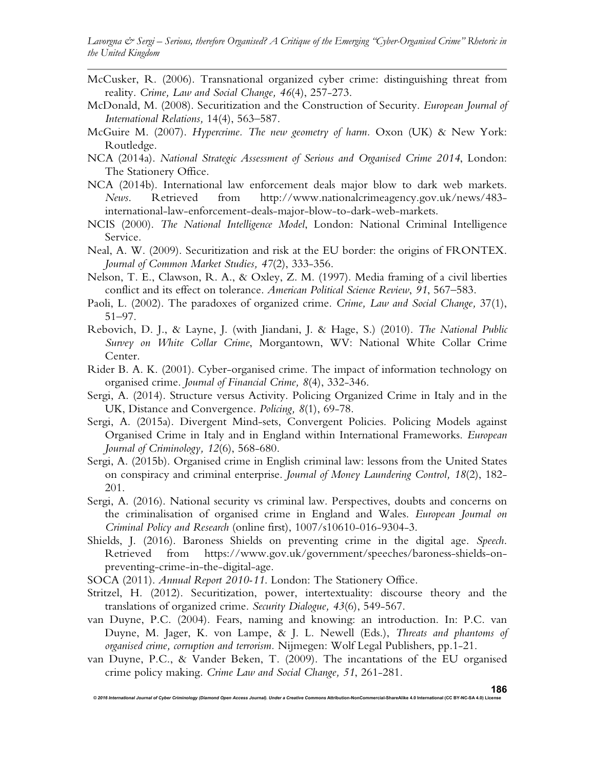McCusker, R. (2006). Transnational organized cyber crime: distinguishing threat from reality. *Crime, Law and Social Change, 46*(4), 257-273.

McDonald, M. (2008). Securitization and the Construction of Security. *European Journal of International Relations,* 14(4), 563–587.

McGuire M. (2007). *Hypercrime. The new geometry of harm.* Oxon (UK) & New York: Routledge.

NCA (2014a). *National Strategic Assessment of Serious and Organised Crime 2014*, London: The Stationery Office.

NCA (2014b). International law enforcement deals major blow to dark web markets. *News*. Retrieved from http://www.nationalcrimeagency.gov.uk/news/483-international-law-enforcement-deals-major-blow-to-dark-web-markets.

NCIS (2000). *The National Intelligence Model*, London: National Criminal Intelligence Service.

Neal, A. W. (2009). Securitization and risk at the EU border: the origins of FRONTEX. *Journal of Common Market Studies, 47*(2), 333-356.

Nelson, T. E., Clawson, R. A., & Oxley, Z. M. (1997). Media framing of a civil liberties conflict and its effect on tolerance. *American Political Science Review*, *91*, 567–583.

Paoli, L. (2002). The paradoxes of organized crime. *Crime, Law and Social Change,* 37(1), 51–97.

Rebovich, D. J., & Layne, J. (with Jiandani, J. & Hage, S.) (2010). *The National Public Survey on White Collar Crime*, Morgantown, WV: National White Collar Crime Center.

Rider B. A. K. (2001). Cyber-organised crime. The impact of information technology on organised crime. *Journal of Financial Crime, 8*(4), 332-346.

Sergi, A. (2014). Structure versus Activity. Policing Organized Crime in Italy and in the UK, Distance and Convergence. *Policing, 8*(1), 69-78.

Sergi, A. (2015a). Divergent Mind-sets, Convergent Policies. Policing Models against Organised Crime in Italy and in England within International Frameworks. *European Journal of Criminology, 12*(6), 568-680.

Sergi, A. (2015b). Organised crime in English criminal law: lessons from the United States on conspiracy and criminal enterprise. *Journal of Money Laundering Control, 18*(2), 182-201.

Sergi, A. (2016). National security vs criminal law. Perspectives, doubts and concerns on the criminalisation of organised crime in England and Wales. *European Journal on Criminal Policy and Research* (online first), 1007/s10610-016-9304-3.

Shields, J. (2016). Baroness Shields on preventing crime in the digital age. *Speech*. Retrieved from https://www.gov.uk/government/speeches/baroness-shields-on-preventing-crime-in-the-digital-age.

SOCA (2011). *Annual Report 2010-11.* London: The Stationery Office.

Stritzel, H. (2012). Securitization, power, intertextuality: discourse theory and the translations of organized crime. *Security Dialogue, 43*(6), 549-567.

van Duyne, P.C. (2004). Fears, naming and knowing: an introduction. In: P.C. van Duyne, M. Jager, K. von Lampe, & J. L. Newell (Eds.), *Threats and phantoms of organised crime, corruption and terrorism*. Nijmegen: Wolf Legal Publishers, pp.1-21.

van Duyne, P.C., & Vander Beken, T. (2009). The incantations of the EU organised crime policy making. *Crime Law and Social Change, 51*, 261-281.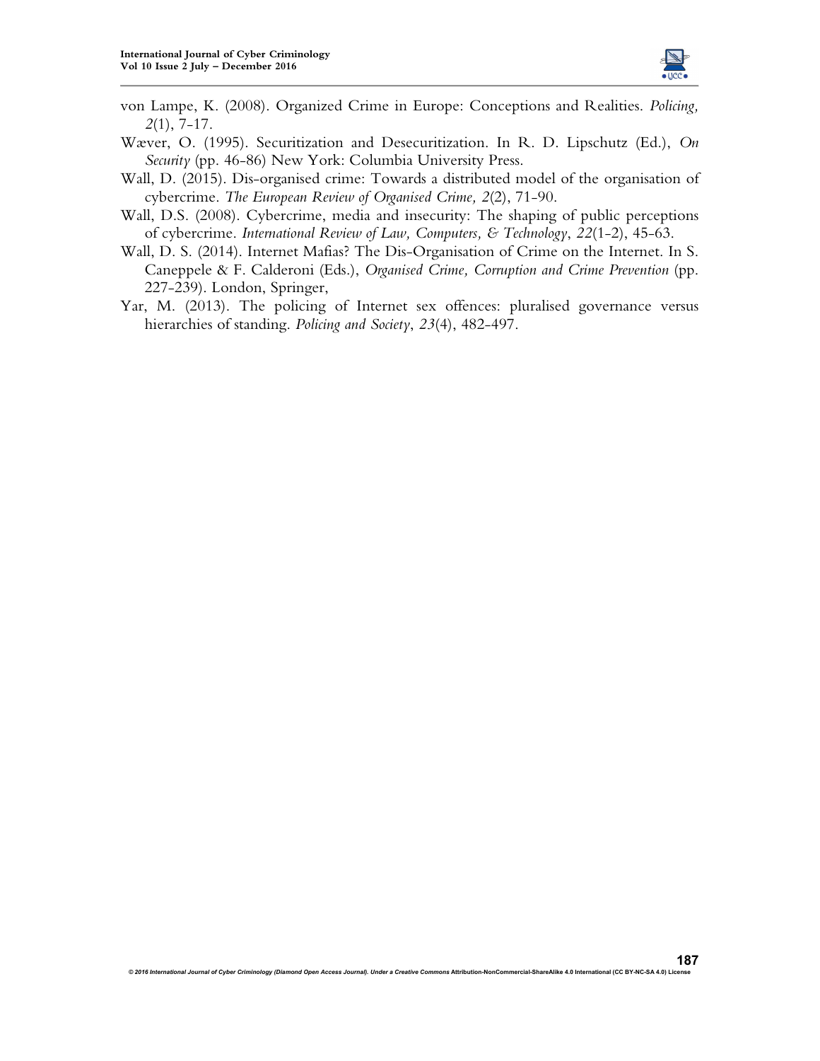von Lampe, K. (2008). Organized Crime in Europe: Conceptions and Realities. *Policing, 2*(1), 7-17.

Wæver, O. (1995). Securitization and Desecuritization. In R. D. Lipschutz (Ed.), *On Security* (pp. 46-86) New York: Columbia University Press.

Wall, D. (2015). Dis-organised crime: Towards a distributed model of the organisation of cybercrime. *The European Review of Organised Crime, 2*(2), 71-90.

Wall, D.S. (2008). Cybercrime, media and insecurity: The shaping of public perceptions of cybercrime. *International Review of Law, Computers, & Technology*, *22*(1-2), 45-63.

Wall, D. S. (2014). Internet Mafias? The Dis-Organisation of Crime on the Internet. In S. Caneppele & F. Calderoni (Eds.), *Organised Crime, Corruption and Crime Prevention* (pp. 227-239). London, Springer,

Yar, M. (2013). The policing of Internet sex offences: pluralised governance versus hierarchies of standing. *Policing and Society*, *23*(4), 482-497.